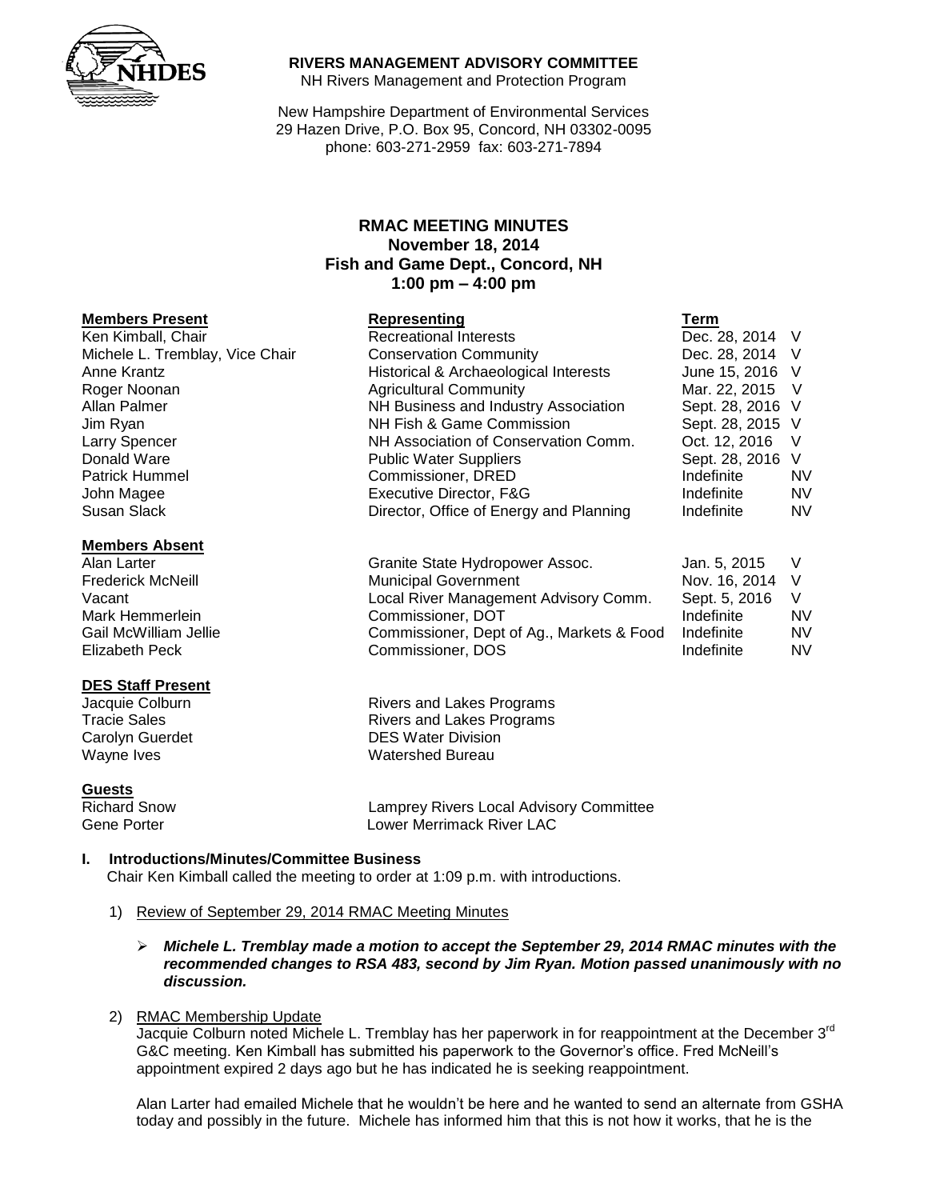**RIVERS MANAGEMENT ADVISORY COMMITTEE**
NH Rivers Management and Protection Program

New Hampshire Department of Environmental Services
29 Hazen Drive, P.O. Box 95, Concord, NH 03302-0095
phone: 603-271-2959 fax: 603-271-7894

# RMAC MEETING MINUTES
## November 18, 2014
## Fish and Game Dept., Concord, NH
## 1:00 pm – 4:00 pm

| **Members Present** | **Representing** | **Term** | |
|---|---|---|---|
| Ken Kimball, Chair | Recreational Interests | Dec. 28, 2014 | V |
| Michele L. Tremblay, Vice Chair | Conservation Community | Dec. 28, 2014 | V |
| Anne Krantz | Historical & Archaeological Interests | June 15, 2016 | V |
| Roger Noonan | Agricultural Community | Mar. 22, 2015 | V |
| Allan Palmer | NH Business and Industry Association | Sept. 28, 2016 | V |
| Jim Ryan | NH Fish & Game Commission | Sept. 28, 2015 | V |
| Larry Spencer | NH Association of Conservation Comm. | Oct. 12, 2016 | V |
| Donald Ware | Public Water Suppliers | Sept. 28, 2016 | V |
| Patrick Hummel | Commissioner, DRED | Indefinite | NV |
| John Magee | Executive Director, F&G | Indefinite | NV |
| Susan Slack | Director, Office of Energy and Planning | Indefinite | NV |
| **Members Absent** | | | |
| Alan Larter | Granite State Hydropower Assoc. | Jan. 5, 2015 | V |
| Frederick McNeill | Municipal Government | Nov. 16, 2014 | V |
| Vacant | Local River Management Advisory Comm. | Sept. 5, 2016 | V |
| Mark Hemmerlein | Commissioner, DOT | Indefinite | NV |
| Gail McWilliam Jellie | Commissioner, Dept of Ag., Markets & Food | Indefinite | NV |
| Elizabeth Peck | Commissioner, DOS | Indefinite | NV |

**DES Staff Present**

| | |
|---|---|
| Jacquie Colburn | Rivers and Lakes Programs |
| Tracie Sales | Rivers and Lakes Programs |
| Carolyn Guerdet | DES Water Division |
| Wayne Ives | Watershed Bureau |

**Guests**

| | |
|---|---|
| Richard Snow | Lamprey Rivers Local Advisory Committee |
| Gene Porter | Lower Merrimack River LAC |

### I. Introductions/Minutes/Committee Business

Chair Ken Kimball called the meeting to order at 1:09 p.m. with introductions.

1) Review of September 29, 2014 RMAC Meeting Minutes

   - ***Michele L. Tremblay made a motion to accept the September 29, 2014 RMAC minutes with the recommended changes to RSA 483, second by Jim Ryan. Motion passed unanimously with no discussion.***

2) RMAC Membership Update

   Jacquie Colburn noted Michele L. Tremblay has her paperwork in for reappointment at the December 3rd G&C meeting. Ken Kimball has submitted his paperwork to the Governor's office. Fred McNeill's appointment expired 2 days ago but he has indicated he is seeking reappointment.

   Alan Larter had emailed Michele that he wouldn't be here and he wanted to send an alternate from GSHA today and possibly in the future. Michele has informed him that this is not how it works, that he is the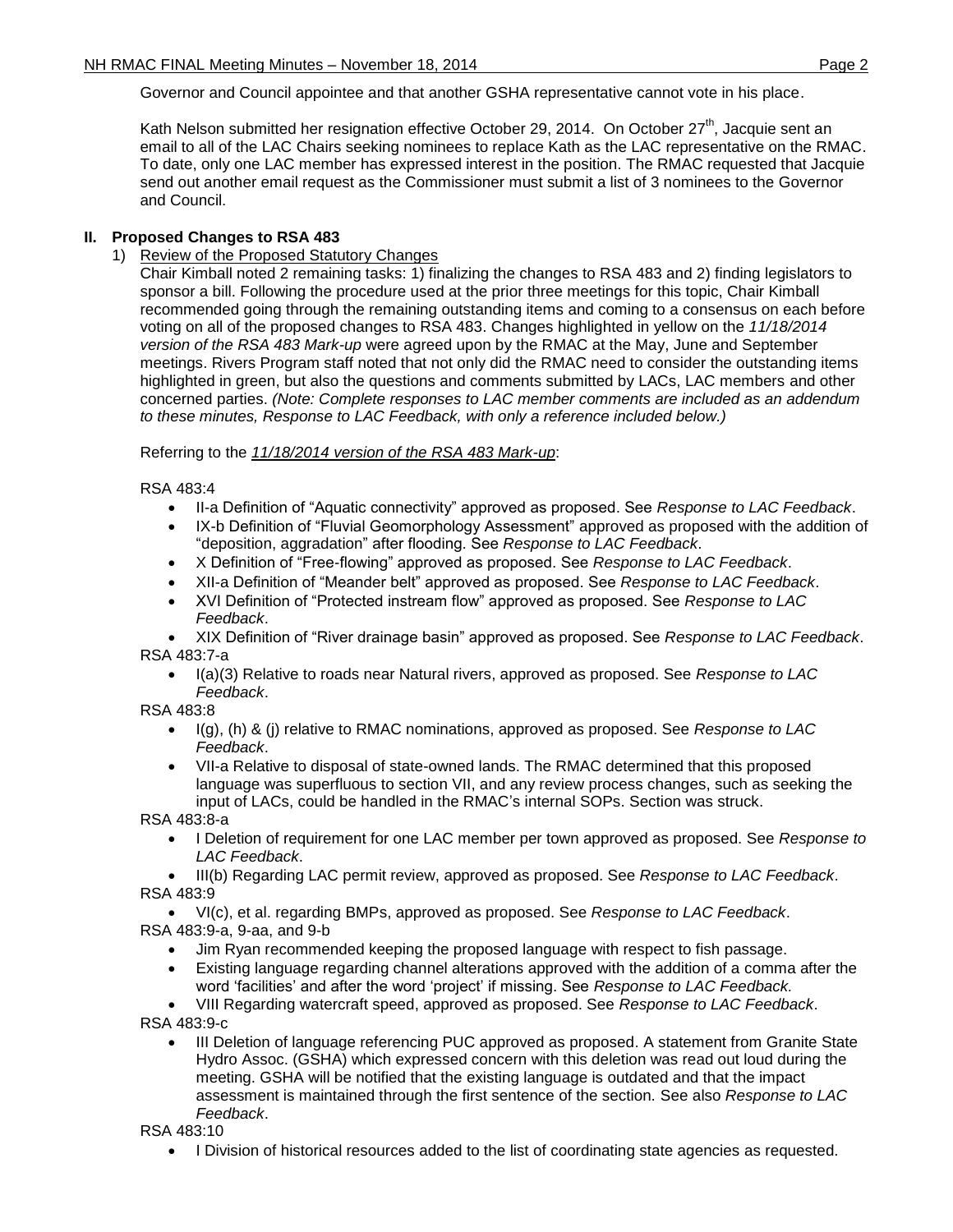Governor and Council appointee and that another GSHA representative cannot vote in his place.

Kath Nelson submitted her resignation effective October 29, 2014. On October 27th, Jacquie sent an email to all of the LAC Chairs seeking nominees to replace Kath as the LAC representative on the RMAC. To date, only one LAC member has expressed interest in the position. The RMAC requested that Jacquie send out another email request as the Commissioner must submit a list of 3 nominees to the Governor and Council.

## II. Proposed Changes to RSA 483

1) Review of the Proposed Statutory Changes

Chair Kimball noted 2 remaining tasks: 1) finalizing the changes to RSA 483 and 2) finding legislators to sponsor a bill. Following the procedure used at the prior three meetings for this topic, Chair Kimball recommended going through the remaining outstanding items and coming to a consensus on each before voting on all of the proposed changes to RSA 483. Changes highlighted in yellow on the *11/18/2014 version of the RSA 483 Mark-up* were agreed upon by the RMAC at the May, June and September meetings. Rivers Program staff noted that not only did the RMAC need to consider the outstanding items highlighted in green, but also the questions and comments submitted by LACs, LAC members and other concerned parties. *(Note: Complete responses to LAC member comments are included as an addendum to these minutes, Response to LAC Feedback, with only a reference included below.)*

Referring to the *11/18/2014 version of the RSA 483 Mark-up*:

RSA 483:4

- II-a Definition of "Aquatic connectivity" approved as proposed. See *Response to LAC Feedback*.
- IX-b Definition of "Fluvial Geomorphology Assessment" approved as proposed with the addition of "deposition, aggradation" after flooding. See *Response to LAC Feedback*.
- X Definition of "Free-flowing" approved as proposed. See *Response to LAC Feedback*.
- XII-a Definition of "Meander belt" approved as proposed. See *Response to LAC Feedback*.
- XVI Definition of "Protected instream flow" approved as proposed. See *Response to LAC Feedback*.
- XIX Definition of "River drainage basin" approved as proposed. See *Response to LAC Feedback*.

RSA 483:7-a

- I(a)(3) Relative to roads near Natural rivers, approved as proposed. See *Response to LAC Feedback*.

RSA 483:8

- I(g), (h) & (j) relative to RMAC nominations, approved as proposed. See *Response to LAC Feedback*.
- VII-a Relative to disposal of state-owned lands. The RMAC determined that this proposed language was superfluous to section VII, and any review process changes, such as seeking the input of LACs, could be handled in the RMAC's internal SOPs. Section was struck.

RSA 483:8-a

- I Deletion of requirement for one LAC member per town approved as proposed. See *Response to LAC Feedback*.
- III(b) Regarding LAC permit review, approved as proposed. See *Response to LAC Feedback*.

RSA 483:9

- VI(c), et al. regarding BMPs, approved as proposed. See *Response to LAC Feedback*.

RSA 483:9-a, 9-aa, and 9-b

- Jim Ryan recommended keeping the proposed language with respect to fish passage.
- Existing language regarding channel alterations approved with the addition of a comma after the word 'facilities' and after the word 'project' if missing. See *Response to LAC Feedback.*
- VIII Regarding watercraft speed, approved as proposed. See *Response to LAC Feedback*.

RSA 483:9-c

- III Deletion of language referencing PUC approved as proposed. A statement from Granite State Hydro Assoc. (GSHA) which expressed concern with this deletion was read out loud during the meeting. GSHA will be notified that the existing language is outdated and that the impact assessment is maintained through the first sentence of the section. See also *Response to LAC Feedback*.

RSA 483:10

- I Division of historical resources added to the list of coordinating state agencies as requested.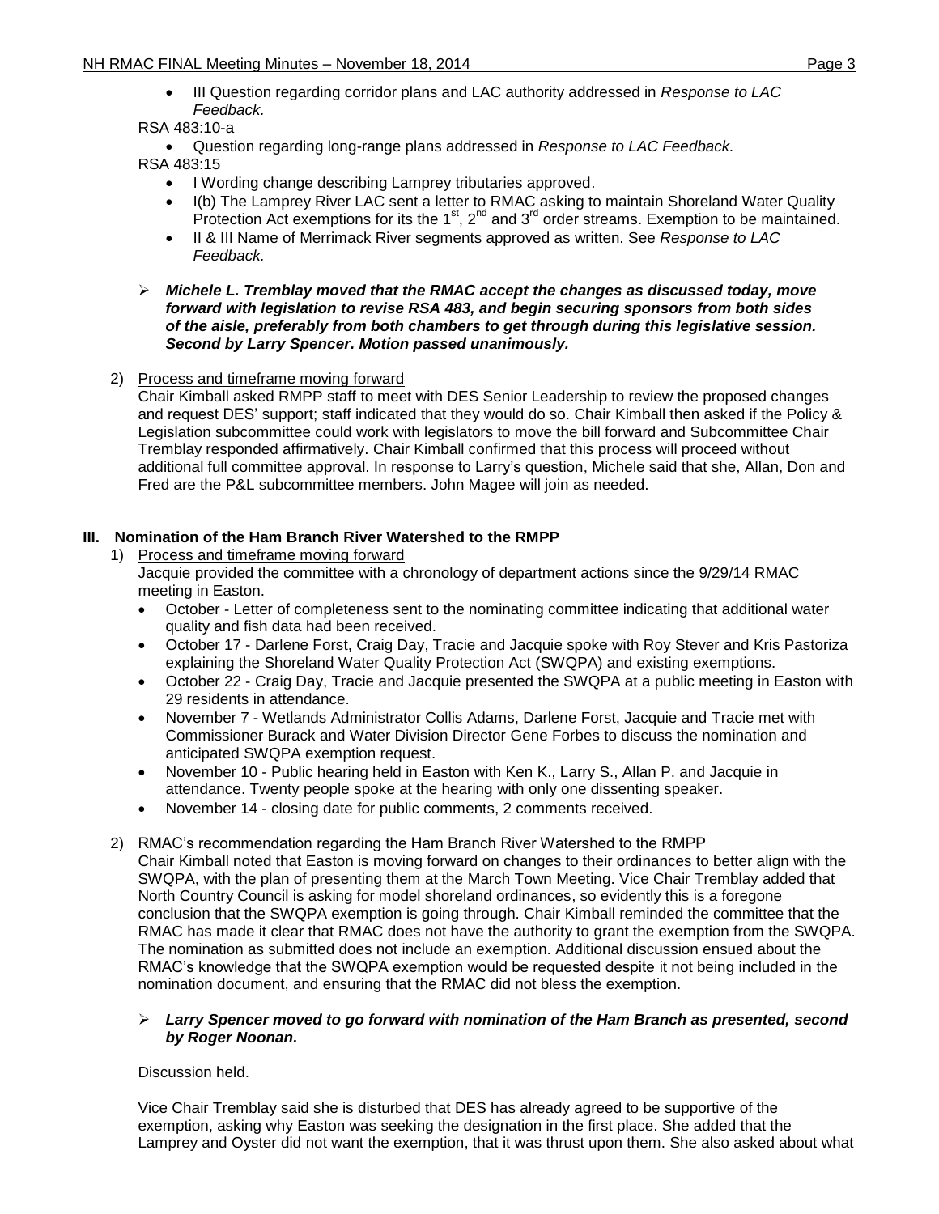- III Question regarding corridor plans and LAC authority addressed in *Response to LAC Feedback.*

RSA 483:10-a

- Question regarding long-range plans addressed in *Response to LAC Feedback.*

RSA 483:15

- I Wording change describing Lamprey tributaries approved.
- I(b) The Lamprey River LAC sent a letter to RMAC asking to maintain Shoreland Water Quality Protection Act exemptions for its the 1st, 2nd and 3rd order streams. Exemption to be maintained.
- II & III Name of Merrimack River segments approved as written. See *Response to LAC Feedback.*

> ***Michele L. Tremblay moved that the RMAC accept the changes as discussed today, move forward with legislation to revise RSA 483, and begin securing sponsors from both sides of the aisle, preferably from both chambers to get through during this legislative session. Second by Larry Spencer. Motion passed unanimously.***

2) Process and timeframe moving forward

Chair Kimball asked RMPP staff to meet with DES Senior Leadership to review the proposed changes and request DES' support; staff indicated that they would do so. Chair Kimball then asked if the Policy & Legislation subcommittee could work with legislators to move the bill forward and Subcommittee Chair Tremblay responded affirmatively. Chair Kimball confirmed that this process will proceed without additional full committee approval. In response to Larry's question, Michele said that she, Allan, Don and Fred are the P&L subcommittee members. John Magee will join as needed.

## III. Nomination of the Ham Branch River Watershed to the RMPP

1) Process and timeframe moving forward

Jacquie provided the committee with a chronology of department actions since the 9/29/14 RMAC meeting in Easton.

- October - Letter of completeness sent to the nominating committee indicating that additional water quality and fish data had been received.
- October 17 - Darlene Forst, Craig Day, Tracie and Jacquie spoke with Roy Stever and Kris Pastoriza explaining the Shoreland Water Quality Protection Act (SWQPA) and existing exemptions.
- October 22 - Craig Day, Tracie and Jacquie presented the SWQPA at a public meeting in Easton with 29 residents in attendance.
- November 7 - Wetlands Administrator Collis Adams, Darlene Forst, Jacquie and Tracie met with Commissioner Burack and Water Division Director Gene Forbes to discuss the nomination and anticipated SWQPA exemption request.
- November 10 - Public hearing held in Easton with Ken K., Larry S., Allan P. and Jacquie in attendance. Twenty people spoke at the hearing with only one dissenting speaker.
- November 14 - closing date for public comments, 2 comments received.

2) RMAC's recommendation regarding the Ham Branch River Watershed to the RMPP

Chair Kimball noted that Easton is moving forward on changes to their ordinances to better align with the SWQPA, with the plan of presenting them at the March Town Meeting. Vice Chair Tremblay added that North Country Council is asking for model shoreland ordinances, so evidently this is a foregone conclusion that the SWQPA exemption is going through. Chair Kimball reminded the committee that the RMAC has made it clear that RMAC does not have the authority to grant the exemption from the SWQPA. The nomination as submitted does not include an exemption. Additional discussion ensued about the RMAC's knowledge that the SWQPA exemption would be requested despite it not being included in the nomination document, and ensuring that the RMAC did not bless the exemption.

> ***Larry Spencer moved to go forward with nomination of the Ham Branch as presented, second by Roger Noonan.***

Discussion held.

Vice Chair Tremblay said she is disturbed that DES has already agreed to be supportive of the exemption, asking why Easton was seeking the designation in the first place. She added that the Lamprey and Oyster did not want the exemption, that it was thrust upon them. She also asked about what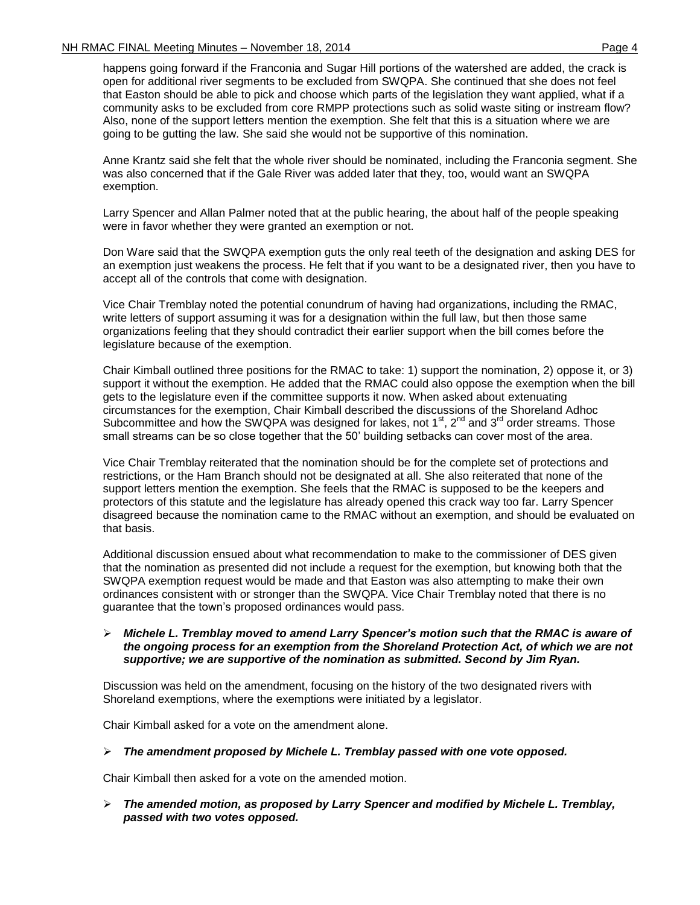happens going forward if the Franconia and Sugar Hill portions of the watershed are added, the crack is open for additional river segments to be excluded from SWQPA. She continued that she does not feel that Easton should be able to pick and choose which parts of the legislation they want applied, what if a community asks to be excluded from core RMPP protections such as solid waste siting or instream flow? Also, none of the support letters mention the exemption. She felt that this is a situation where we are going to be gutting the law. She said she would not be supportive of this nomination.

Anne Krantz said she felt that the whole river should be nominated, including the Franconia segment. She was also concerned that if the Gale River was added later that they, too, would want an SWQPA exemption.

Larry Spencer and Allan Palmer noted that at the public hearing, the about half of the people speaking were in favor whether they were granted an exemption or not.

Don Ware said that the SWQPA exemption guts the only real teeth of the designation and asking DES for an exemption just weakens the process. He felt that if you want to be a designated river, then you have to accept all of the controls that come with designation.

Vice Chair Tremblay noted the potential conundrum of having had organizations, including the RMAC, write letters of support assuming it was for a designation within the full law, but then those same organizations feeling that they should contradict their earlier support when the bill comes before the legislature because of the exemption.

Chair Kimball outlined three positions for the RMAC to take: 1) support the nomination, 2) oppose it, or 3) support it without the exemption. He added that the RMAC could also oppose the exemption when the bill gets to the legislature even if the committee supports it now. When asked about extenuating circumstances for the exemption, Chair Kimball described the discussions of the Shoreland Adhoc Subcommittee and how the SWQPA was designed for lakes, not 1st, 2nd and 3rd order streams. Those small streams can be so close together that the 50' building setbacks can cover most of the area.

Vice Chair Tremblay reiterated that the nomination should be for the complete set of protections and restrictions, or the Ham Branch should not be designated at all. She also reiterated that none of the support letters mention the exemption. She feels that the RMAC is supposed to be the keepers and protectors of this statute and the legislature has already opened this crack way too far. Larry Spencer disagreed because the nomination came to the RMAC without an exemption, and should be evaluated on that basis.

Additional discussion ensued about what recommendation to make to the commissioner of DES given that the nomination as presented did not include a request for the exemption, but knowing both that the SWQPA exemption request would be made and that Easton was also attempting to make their own ordinances consistent with or stronger than the SWQPA. Vice Chair Tremblay noted that there is no guarantee that the town's proposed ordinances would pass.

- ***Michele L. Tremblay moved to amend Larry Spencer's motion such that the RMAC is aware of the ongoing process for an exemption from the Shoreland Protection Act, of which we are not supportive; we are supportive of the nomination as submitted. Second by Jim Ryan.***

Discussion was held on the amendment, focusing on the history of the two designated rivers with Shoreland exemptions, where the exemptions were initiated by a legislator.

Chair Kimball asked for a vote on the amendment alone.

- ***The amendment proposed by Michele L. Tremblay passed with one vote opposed.***

Chair Kimball then asked for a vote on the amended motion.

- ***The amended motion, as proposed by Larry Spencer and modified by Michele L. Tremblay, passed with two votes opposed.***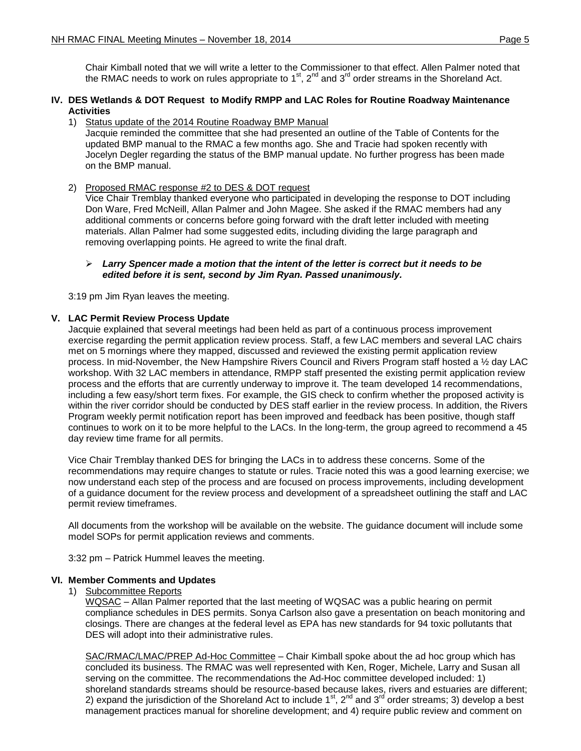Chair Kimball noted that we will write a letter to the Commissioner to that effect. Allen Palmer noted that the RMAC needs to work on rules appropriate to 1st, 2nd and 3rd order streams in the Shoreland Act.

**IV. DES Wetlands & DOT Request to Modify RMPP and LAC Roles for Routine Roadway Maintenance Activities**

1) Status update of the 2014 Routine Roadway BMP Manual

Jacquie reminded the committee that she had presented an outline of the Table of Contents for the updated BMP manual to the RMAC a few months ago. She and Tracie had spoken recently with Jocelyn Degler regarding the status of the BMP manual update. No further progress has been made on the BMP manual.

2) Proposed RMAC response #2 to DES & DOT request

Vice Chair Tremblay thanked everyone who participated in developing the response to DOT including Don Ware, Fred McNeill, Allan Palmer and John Magee. She asked if the RMAC members had any additional comments or concerns before going forward with the draft letter included with meeting materials. Allan Palmer had some suggested edits, including dividing the large paragraph and removing overlapping points. He agreed to write the final draft.

- ***Larry Spencer made a motion that the intent of the letter is correct but it needs to be edited before it is sent, second by Jim Ryan. Passed unanimously.***

3:19 pm Jim Ryan leaves the meeting.

**V. LAC Permit Review Process Update**

Jacquie explained that several meetings had been held as part of a continuous process improvement exercise regarding the permit application review process. Staff, a few LAC members and several LAC chairs met on 5 mornings where they mapped, discussed and reviewed the existing permit application review process. In mid-November, the New Hampshire Rivers Council and Rivers Program staff hosted a ½ day LAC workshop. With 32 LAC members in attendance, RMPP staff presented the existing permit application review process and the efforts that are currently underway to improve it. The team developed 14 recommendations, including a few easy/short term fixes. For example, the GIS check to confirm whether the proposed activity is within the river corridor should be conducted by DES staff earlier in the review process. In addition, the Rivers Program weekly permit notification report has been improved and feedback has been positive, though staff continues to work on it to be more helpful to the LACs. In the long-term, the group agreed to recommend a 45 day review time frame for all permits.

Vice Chair Tremblay thanked DES for bringing the LACs in to address these concerns. Some of the recommendations may require changes to statute or rules. Tracie noted this was a good learning exercise; we now understand each step of the process and are focused on process improvements, including development of a guidance document for the review process and development of a spreadsheet outlining the staff and LAC permit review timeframes.

All documents from the workshop will be available on the website. The guidance document will include some model SOPs for permit application reviews and comments.

3:32 pm – Patrick Hummel leaves the meeting.

**VI. Member Comments and Updates**

1) Subcommittee Reports

WQSAC – Allan Palmer reported that the last meeting of WQSAC was a public hearing on permit compliance schedules in DES permits. Sonya Carlson also gave a presentation on beach monitoring and closings. There are changes at the federal level as EPA has new standards for 94 toxic pollutants that DES will adopt into their administrative rules.

SAC/RMAC/LMAC/PREP Ad-Hoc Committee – Chair Kimball spoke about the ad hoc group which has concluded its business. The RMAC was well represented with Ken, Roger, Michele, Larry and Susan all serving on the committee. The recommendations the Ad-Hoc committee developed included: 1) shoreland standards streams should be resource-based because lakes, rivers and estuaries are different; 2) expand the jurisdiction of the Shoreland Act to include 1st, 2nd and 3rd order streams; 3) develop a best management practices manual for shoreline development; and 4) require public review and comment on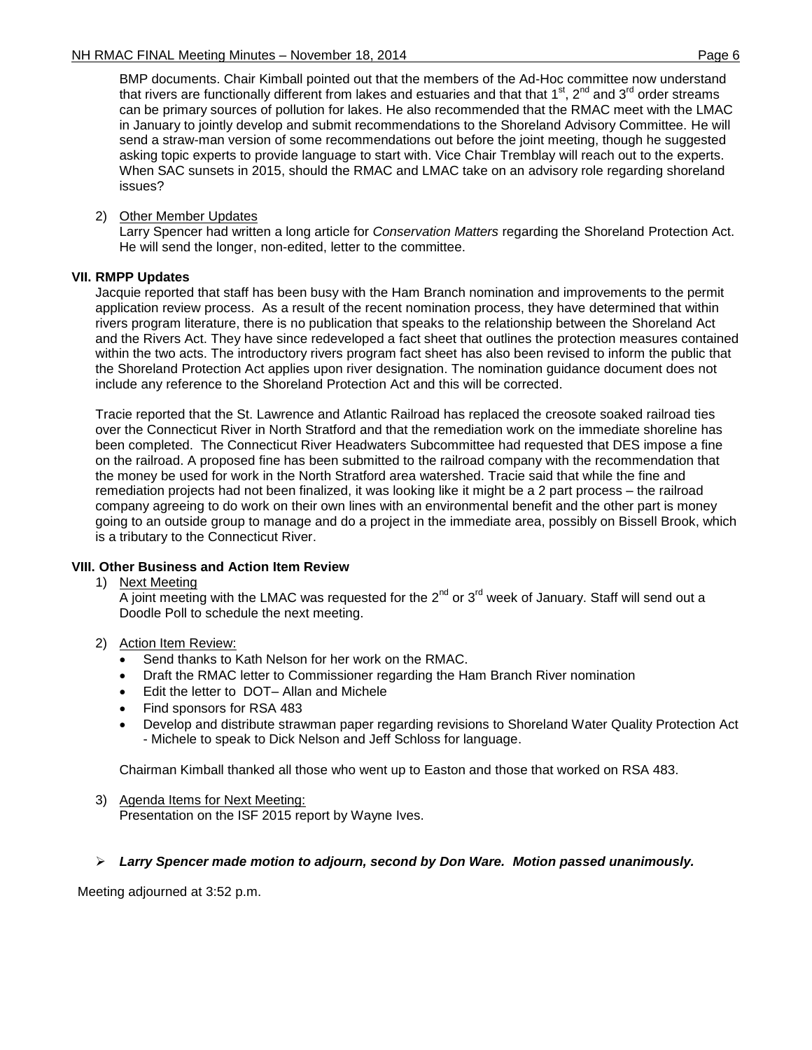BMP documents. Chair Kimball pointed out that the members of the Ad-Hoc committee now understand that rivers are functionally different from lakes and estuaries and that that 1st, 2nd and 3rd order streams can be primary sources of pollution for lakes. He also recommended that the RMAC meet with the LMAC in January to jointly develop and submit recommendations to the Shoreland Advisory Committee. He will send a straw-man version of some recommendations out before the joint meeting, though he suggested asking topic experts to provide language to start with. Vice Chair Tremblay will reach out to the experts. When SAC sunsets in 2015, should the RMAC and LMAC take on an advisory role regarding shoreland issues?

2) Other Member Updates
Larry Spencer had written a long article for *Conservation Matters* regarding the Shoreland Protection Act. He will send the longer, non-edited, letter to the committee.

**VII. RMPP Updates**

Jacquie reported that staff has been busy with the Ham Branch nomination and improvements to the permit application review process. As a result of the recent nomination process, they have determined that within rivers program literature, there is no publication that speaks to the relationship between the Shoreland Act and the Rivers Act. They have since redeveloped a fact sheet that outlines the protection measures contained within the two acts. The introductory rivers program fact sheet has also been revised to inform the public that the Shoreland Protection Act applies upon river designation. The nomination guidance document does not include any reference to the Shoreland Protection Act and this will be corrected.

Tracie reported that the St. Lawrence and Atlantic Railroad has replaced the creosote soaked railroad ties over the Connecticut River in North Stratford and that the remediation work on the immediate shoreline has been completed. The Connecticut River Headwaters Subcommittee had requested that DES impose a fine on the railroad. A proposed fine has been submitted to the railroad company with the recommendation that the money be used for work in the North Stratford area watershed. Tracie said that while the fine and remediation projects had not been finalized, it was looking like it might be a 2 part process – the railroad company agreeing to do work on their own lines with an environmental benefit and the other part is money going to an outside group to manage and do a project in the immediate area, possibly on Bissell Brook, which is a tributary to the Connecticut River.

**VIII. Other Business and Action Item Review**

1) Next Meeting
A joint meeting with the LMAC was requested for the 2nd or 3rd week of January. Staff will send out a Doodle Poll to schedule the next meeting.

2) Action Item Review:
- Send thanks to Kath Nelson for her work on the RMAC.
- Draft the RMAC letter to Commissioner regarding the Ham Branch River nomination
- Edit the letter to DOT– Allan and Michele
- Find sponsors for RSA 483
- Develop and distribute strawman paper regarding revisions to Shoreland Water Quality Protection Act - Michele to speak to Dick Nelson and Jeff Schloss for language.

Chairman Kimball thanked all those who went up to Easton and those that worked on RSA 483.

3) Agenda Items for Next Meeting:
Presentation on the ISF 2015 report by Wayne Ives.

- ***Larry Spencer made motion to adjourn, second by Don Ware. Motion passed unanimously.***

Meeting adjourned at 3:52 p.m.